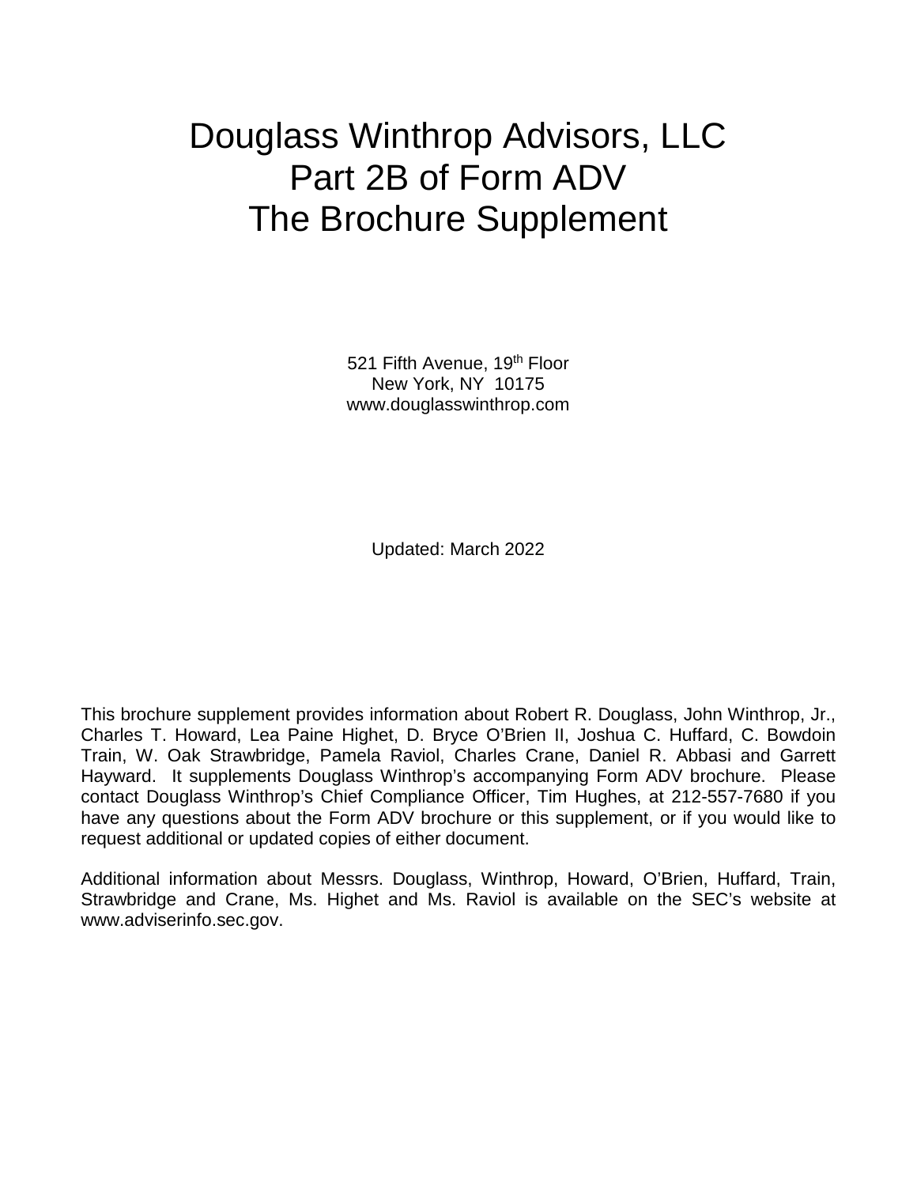# Douglass Winthrop Advisors, LLC
# Part 2B of Form ADV
# The Brochure Supplement

521 Fifth Avenue, 19th Floor
New York, NY 10175
www.douglasswinthrop.com

Updated: March 2022

This brochure supplement provides information about Robert R. Douglass, John Winthrop, Jr., Charles T. Howard, Lea Paine Highet, D. Bryce O'Brien II, Joshua C. Huffard, C. Bowdoin Train, W. Oak Strawbridge, Pamela Raviol, Charles Crane, Daniel R. Abbasi and Garrett Hayward. It supplements Douglass Winthrop's accompanying Form ADV brochure. Please contact Douglass Winthrop's Chief Compliance Officer, Tim Hughes, at 212-557-7680 if you have any questions about the Form ADV brochure or this supplement, or if you would like to request additional or updated copies of either document.

Additional information about Messrs. Douglass, Winthrop, Howard, O'Brien, Huffard, Train, Strawbridge and Crane, Ms. Highet and Ms. Raviol is available on the SEC's website at www.adviserinfo.sec.gov.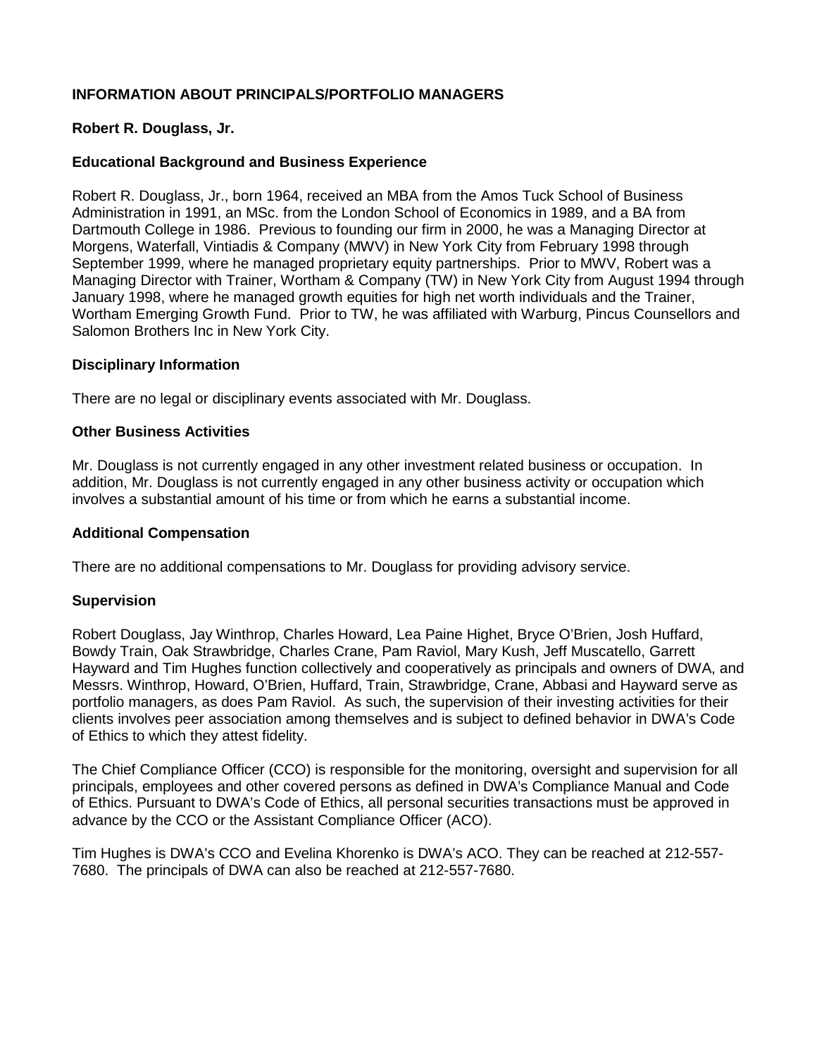## INFORMATION ABOUT PRINCIPALS/PORTFOLIO MANAGERS

### Robert R. Douglass, Jr.

#### Educational Background and Business Experience

Robert R. Douglass, Jr., born 1964, received an MBA from the Amos Tuck School of Business Administration in 1991, an MSc. from the London School of Economics in 1989, and a BA from Dartmouth College in 1986. Previous to founding our firm in 2000, he was a Managing Director at Morgens, Waterfall, Vintiadis & Company (MWV) in New York City from February 1998 through September 1999, where he managed proprietary equity partnerships. Prior to MWV, Robert was a Managing Director with Trainer, Wortham & Company (TW) in New York City from August 1994 through January 1998, where he managed growth equities for high net worth individuals and the Trainer, Wortham Emerging Growth Fund. Prior to TW, he was affiliated with Warburg, Pincus Counsellors and Salomon Brothers Inc in New York City.

#### Disciplinary Information

There are no legal or disciplinary events associated with Mr. Douglass.

#### Other Business Activities

Mr. Douglass is not currently engaged in any other investment related business or occupation. In addition, Mr. Douglass is not currently engaged in any other business activity or occupation which involves a substantial amount of his time or from which he earns a substantial income.

#### Additional Compensation

There are no additional compensations to Mr. Douglass for providing advisory service.

#### Supervision

Robert Douglass, Jay Winthrop, Charles Howard, Lea Paine Highet, Bryce O'Brien, Josh Huffard, Bowdy Train, Oak Strawbridge, Charles Crane, Pam Raviol, Mary Kush, Jeff Muscatello, Garrett Hayward and Tim Hughes function collectively and cooperatively as principals and owners of DWA, and Messrs. Winthrop, Howard, O'Brien, Huffard, Train, Strawbridge, Crane, Abbasi and Hayward serve as portfolio managers, as does Pam Raviol. As such, the supervision of their investing activities for their clients involves peer association among themselves and is subject to defined behavior in DWA's Code of Ethics to which they attest fidelity.

The Chief Compliance Officer (CCO) is responsible for the monitoring, oversight and supervision for all principals, employees and other covered persons as defined in DWA's Compliance Manual and Code of Ethics. Pursuant to DWA's Code of Ethics, all personal securities transactions must be approved in advance by the CCO or the Assistant Compliance Officer (ACO).

Tim Hughes is DWA's CCO and Evelina Khorenko is DWA's ACO. They can be reached at 212-557-7680. The principals of DWA can also be reached at 212-557-7680.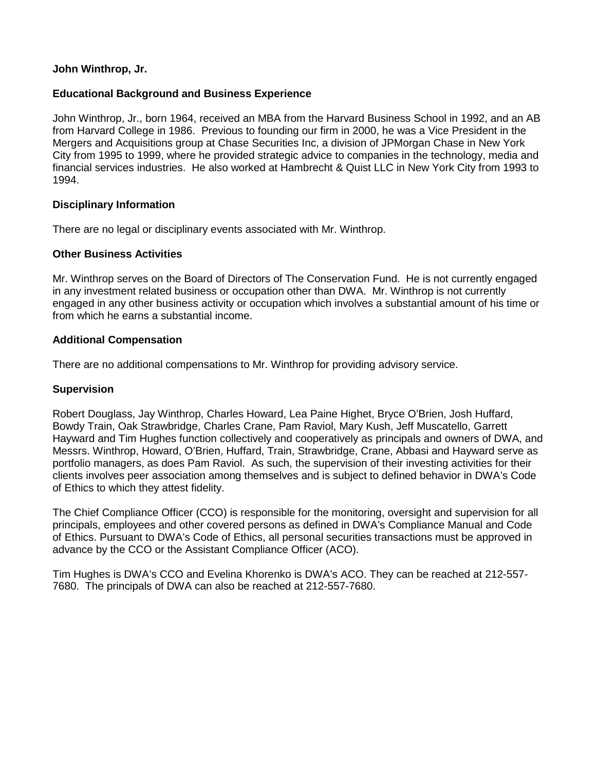**John Winthrop, Jr.**

**Educational Background and Business Experience**

John Winthrop, Jr., born 1964, received an MBA from the Harvard Business School in 1992, and an AB from Harvard College in 1986. Previous to founding our firm in 2000, he was a Vice President in the Mergers and Acquisitions group at Chase Securities Inc, a division of JPMorgan Chase in New York City from 1995 to 1999, where he provided strategic advice to companies in the technology, media and financial services industries. He also worked at Hambrecht & Quist LLC in New York City from 1993 to 1994.

**Disciplinary Information**

There are no legal or disciplinary events associated with Mr. Winthrop.

**Other Business Activities**

Mr. Winthrop serves on the Board of Directors of The Conservation Fund. He is not currently engaged in any investment related business or occupation other than DWA. Mr. Winthrop is not currently engaged in any other business activity or occupation which involves a substantial amount of his time or from which he earns a substantial income.

**Additional Compensation**

There are no additional compensations to Mr. Winthrop for providing advisory service.

**Supervision**

Robert Douglass, Jay Winthrop, Charles Howard, Lea Paine Highet, Bryce O'Brien, Josh Huffard, Bowdy Train, Oak Strawbridge, Charles Crane, Pam Raviol, Mary Kush, Jeff Muscatello, Garrett Hayward and Tim Hughes function collectively and cooperatively as principals and owners of DWA, and Messrs. Winthrop, Howard, O'Brien, Huffard, Train, Strawbridge, Crane, Abbasi and Hayward serve as portfolio managers, as does Pam Raviol. As such, the supervision of their investing activities for their clients involves peer association among themselves and is subject to defined behavior in DWA's Code of Ethics to which they attest fidelity.

The Chief Compliance Officer (CCO) is responsible for the monitoring, oversight and supervision for all principals, employees and other covered persons as defined in DWA's Compliance Manual and Code of Ethics. Pursuant to DWA's Code of Ethics, all personal securities transactions must be approved in advance by the CCO or the Assistant Compliance Officer (ACO).

Tim Hughes is DWA's CCO and Evelina Khorenko is DWA's ACO. They can be reached at 212-557-7680. The principals of DWA can also be reached at 212-557-7680.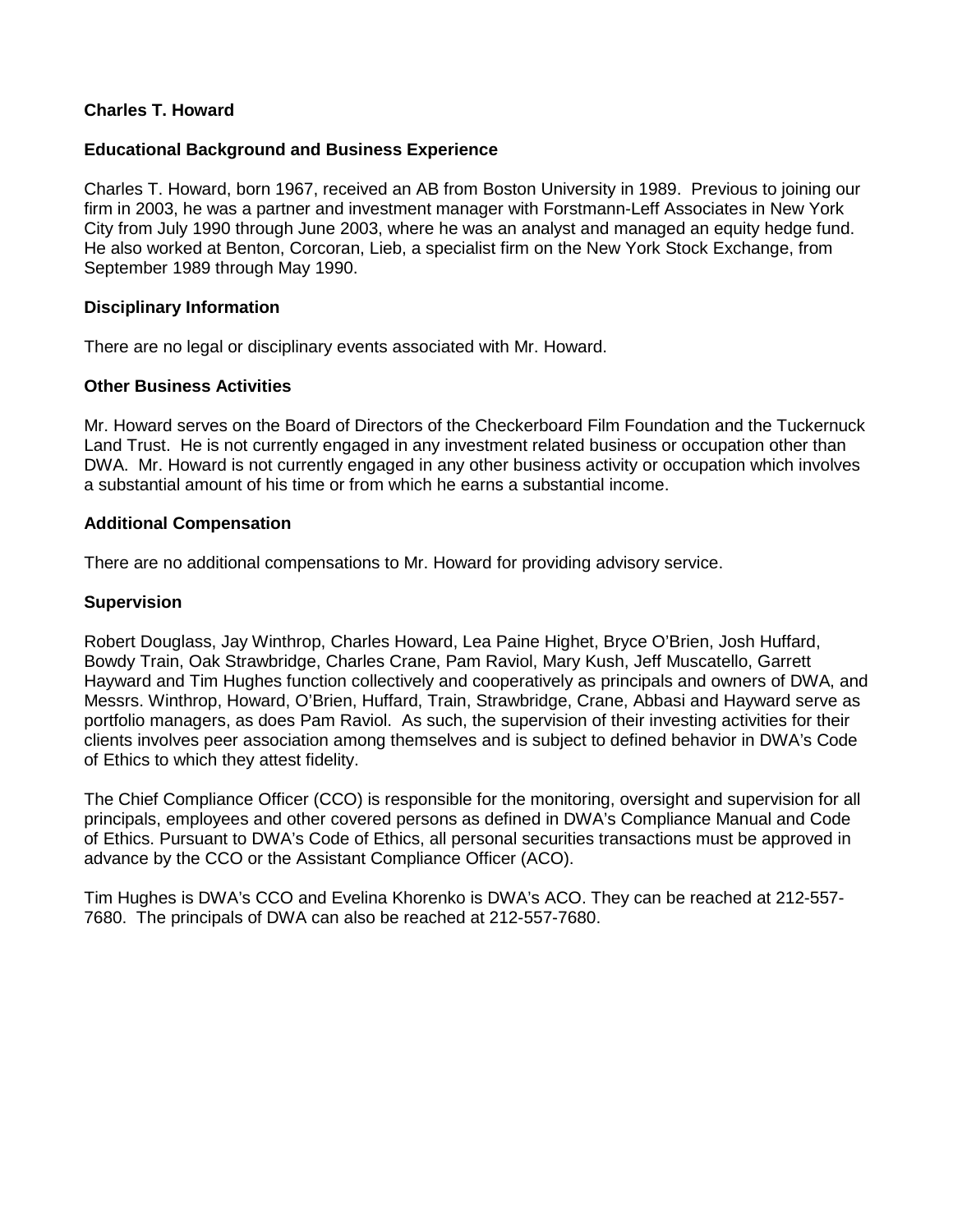## Charles T. Howard

### Educational Background and Business Experience

Charles T. Howard, born 1967, received an AB from Boston University in 1989. Previous to joining our firm in 2003, he was a partner and investment manager with Forstmann-Leff Associates in New York City from July 1990 through June 2003, where he was an analyst and managed an equity hedge fund. He also worked at Benton, Corcoran, Lieb, a specialist firm on the New York Stock Exchange, from September 1989 through May 1990.

### Disciplinary Information

There are no legal or disciplinary events associated with Mr. Howard.

### Other Business Activities

Mr. Howard serves on the Board of Directors of the Checkerboard Film Foundation and the Tuckernuck Land Trust. He is not currently engaged in any investment related business or occupation other than DWA. Mr. Howard is not currently engaged in any other business activity or occupation which involves a substantial amount of his time or from which he earns a substantial income.

### Additional Compensation

There are no additional compensations to Mr. Howard for providing advisory service.

### Supervision

Robert Douglass, Jay Winthrop, Charles Howard, Lea Paine Highet, Bryce O'Brien, Josh Huffard, Bowdy Train, Oak Strawbridge, Charles Crane, Pam Raviol, Mary Kush, Jeff Muscatello, Garrett Hayward and Tim Hughes function collectively and cooperatively as principals and owners of DWA, and Messrs. Winthrop, Howard, O'Brien, Huffard, Train, Strawbridge, Crane, Abbasi and Hayward serve as portfolio managers, as does Pam Raviol. As such, the supervision of their investing activities for their clients involves peer association among themselves and is subject to defined behavior in DWA's Code of Ethics to which they attest fidelity.

The Chief Compliance Officer (CCO) is responsible for the monitoring, oversight and supervision for all principals, employees and other covered persons as defined in DWA's Compliance Manual and Code of Ethics. Pursuant to DWA's Code of Ethics, all personal securities transactions must be approved in advance by the CCO or the Assistant Compliance Officer (ACO).

Tim Hughes is DWA's CCO and Evelina Khorenko is DWA's ACO. They can be reached at 212-557-7680. The principals of DWA can also be reached at 212-557-7680.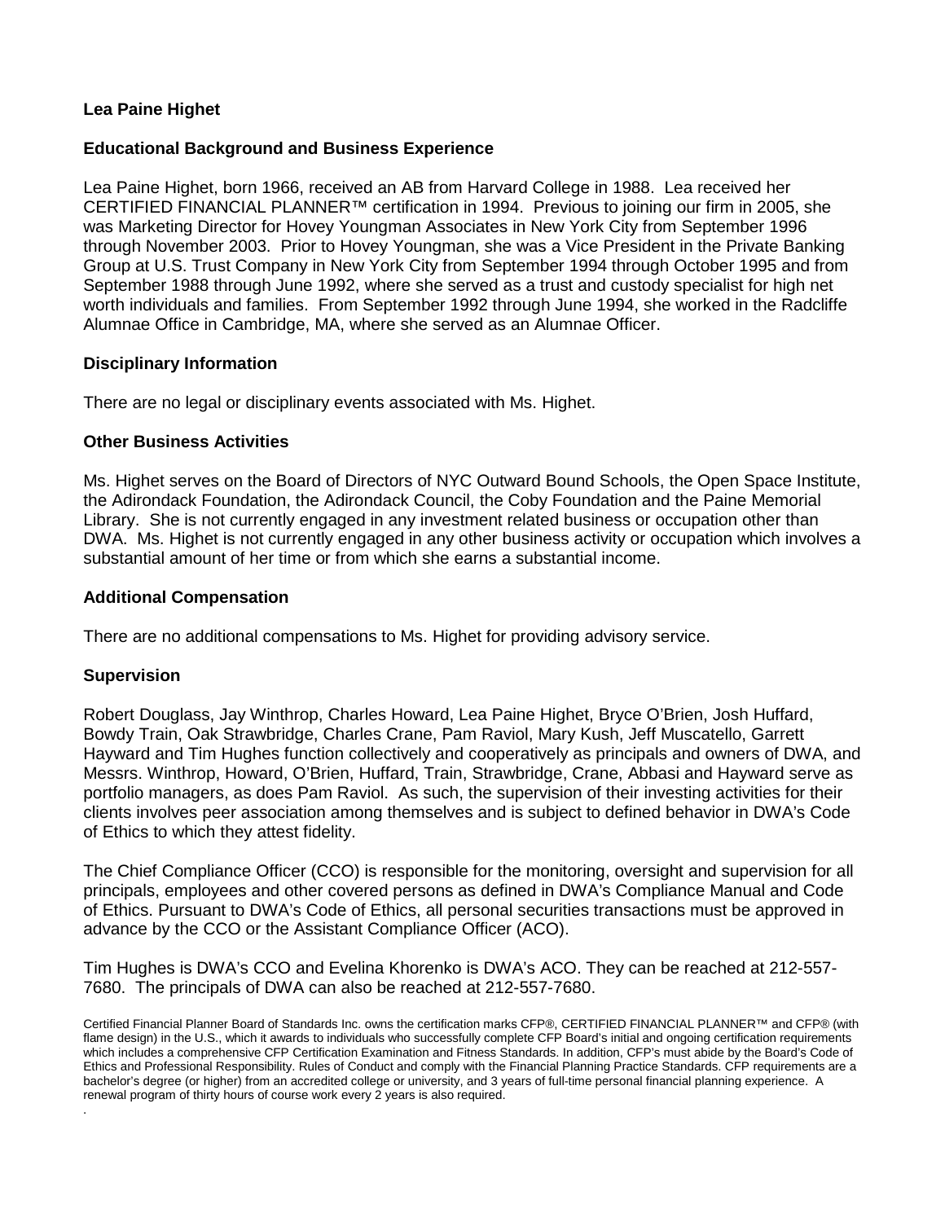**Lea Paine Highet**

**Educational Background and Business Experience**

Lea Paine Highet, born 1966, received an AB from Harvard College in 1988. Lea received her CERTIFIED FINANCIAL PLANNER™ certification in 1994. Previous to joining our firm in 2005, she was Marketing Director for Hovey Youngman Associates in New York City from September 1996 through November 2003. Prior to Hovey Youngman, she was a Vice President in the Private Banking Group at U.S. Trust Company in New York City from September 1994 through October 1995 and from September 1988 through June 1992, where she served as a trust and custody specialist for high net worth individuals and families. From September 1992 through June 1994, she worked in the Radcliffe Alumnae Office in Cambridge, MA, where she served as an Alumnae Officer.

**Disciplinary Information**

There are no legal or disciplinary events associated with Ms. Highet.

**Other Business Activities**

Ms. Highet serves on the Board of Directors of NYC Outward Bound Schools, the Open Space Institute, the Adirondack Foundation, the Adirondack Council, the Coby Foundation and the Paine Memorial Library. She is not currently engaged in any investment related business or occupation other than DWA. Ms. Highet is not currently engaged in any other business activity or occupation which involves a substantial amount of her time or from which she earns a substantial income.

**Additional Compensation**

There are no additional compensations to Ms. Highet for providing advisory service.

**Supervision**

Robert Douglass, Jay Winthrop, Charles Howard, Lea Paine Highet, Bryce O'Brien, Josh Huffard, Bowdy Train, Oak Strawbridge, Charles Crane, Pam Raviol, Mary Kush, Jeff Muscatello, Garrett Hayward and Tim Hughes function collectively and cooperatively as principals and owners of DWA, and Messrs. Winthrop, Howard, O'Brien, Huffard, Train, Strawbridge, Crane, Abbasi and Hayward serve as portfolio managers, as does Pam Raviol. As such, the supervision of their investing activities for their clients involves peer association among themselves and is subject to defined behavior in DWA's Code of Ethics to which they attest fidelity.

The Chief Compliance Officer (CCO) is responsible for the monitoring, oversight and supervision for all principals, employees and other covered persons as defined in DWA's Compliance Manual and Code of Ethics. Pursuant to DWA's Code of Ethics, all personal securities transactions must be approved in advance by the CCO or the Assistant Compliance Officer (ACO).

Tim Hughes is DWA's CCO and Evelina Khorenko is DWA's ACO. They can be reached at 212-557-7680. The principals of DWA can also be reached at 212-557-7680.

Certified Financial Planner Board of Standards Inc. owns the certification marks CFP®, CERTIFIED FINANCIAL PLANNER™ and CFP® (with flame design) in the U.S., which it awards to individuals who successfully complete CFP Board's initial and ongoing certification requirements which includes a comprehensive CFP Certification Examination and Fitness Standards. In addition, CFP's must abide by the Board's Code of Ethics and Professional Responsibility. Rules of Conduct and comply with the Financial Planning Practice Standards. CFP requirements are a bachelor's degree (or higher) from an accredited college or university, and 3 years of full-time personal financial planning experience. A renewal program of thirty hours of course work every 2 years is also required.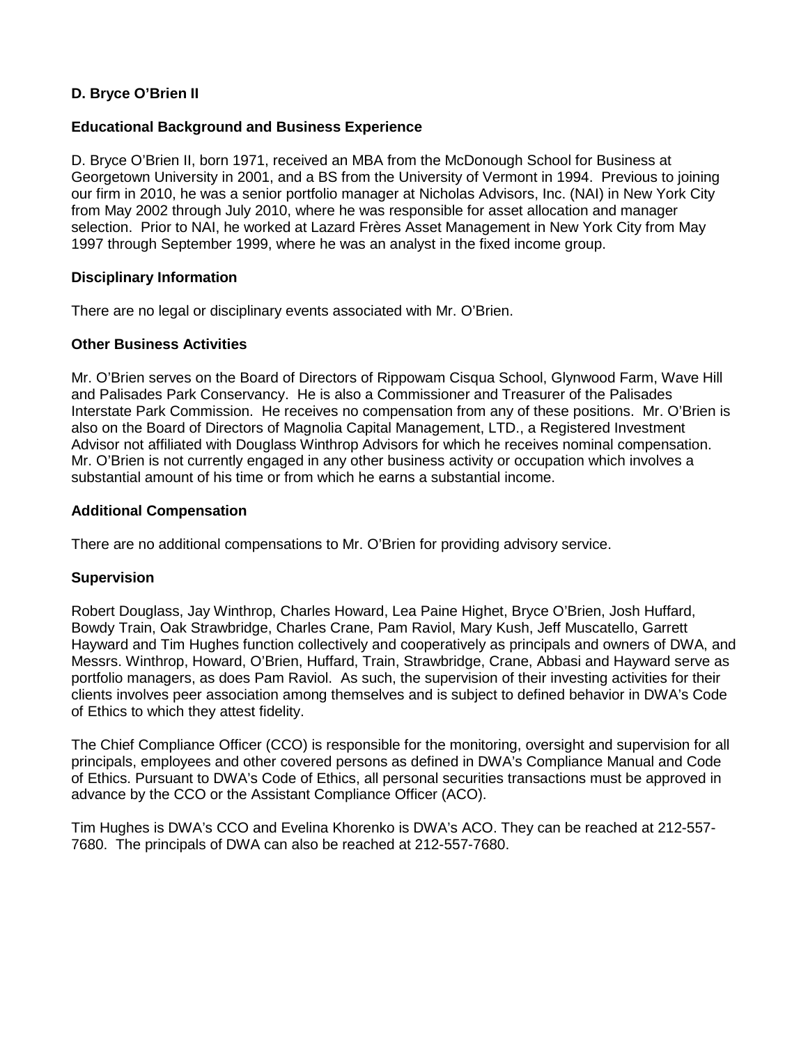**D. Bryce O'Brien II**

**Educational Background and Business Experience**

D. Bryce O'Brien II, born 1971, received an MBA from the McDonough School for Business at Georgetown University in 2001, and a BS from the University of Vermont in 1994. Previous to joining our firm in 2010, he was a senior portfolio manager at Nicholas Advisors, Inc. (NAI) in New York City from May 2002 through July 2010, where he was responsible for asset allocation and manager selection. Prior to NAI, he worked at Lazard Frères Asset Management in New York City from May 1997 through September 1999, where he was an analyst in the fixed income group.

**Disciplinary Information**

There are no legal or disciplinary events associated with Mr. O'Brien.

**Other Business Activities**

Mr. O'Brien serves on the Board of Directors of Rippowam Cisqua School, Glynwood Farm, Wave Hill and Palisades Park Conservancy. He is also a Commissioner and Treasurer of the Palisades Interstate Park Commission. He receives no compensation from any of these positions. Mr. O'Brien is also on the Board of Directors of Magnolia Capital Management, LTD., a Registered Investment Advisor not affiliated with Douglass Winthrop Advisors for which he receives nominal compensation. Mr. O'Brien is not currently engaged in any other business activity or occupation which involves a substantial amount of his time or from which he earns a substantial income.

**Additional Compensation**

There are no additional compensations to Mr. O'Brien for providing advisory service.

**Supervision**

Robert Douglass, Jay Winthrop, Charles Howard, Lea Paine Highet, Bryce O'Brien, Josh Huffard, Bowdy Train, Oak Strawbridge, Charles Crane, Pam Raviol, Mary Kush, Jeff Muscatello, Garrett Hayward and Tim Hughes function collectively and cooperatively as principals and owners of DWA, and Messrs. Winthrop, Howard, O'Brien, Huffard, Train, Strawbridge, Crane, Abbasi and Hayward serve as portfolio managers, as does Pam Raviol. As such, the supervision of their investing activities for their clients involves peer association among themselves and is subject to defined behavior in DWA's Code of Ethics to which they attest fidelity.

The Chief Compliance Officer (CCO) is responsible for the monitoring, oversight and supervision for all principals, employees and other covered persons as defined in DWA's Compliance Manual and Code of Ethics. Pursuant to DWA's Code of Ethics, all personal securities transactions must be approved in advance by the CCO or the Assistant Compliance Officer (ACO).

Tim Hughes is DWA's CCO and Evelina Khorenko is DWA's ACO. They can be reached at 212-557-7680. The principals of DWA can also be reached at 212-557-7680.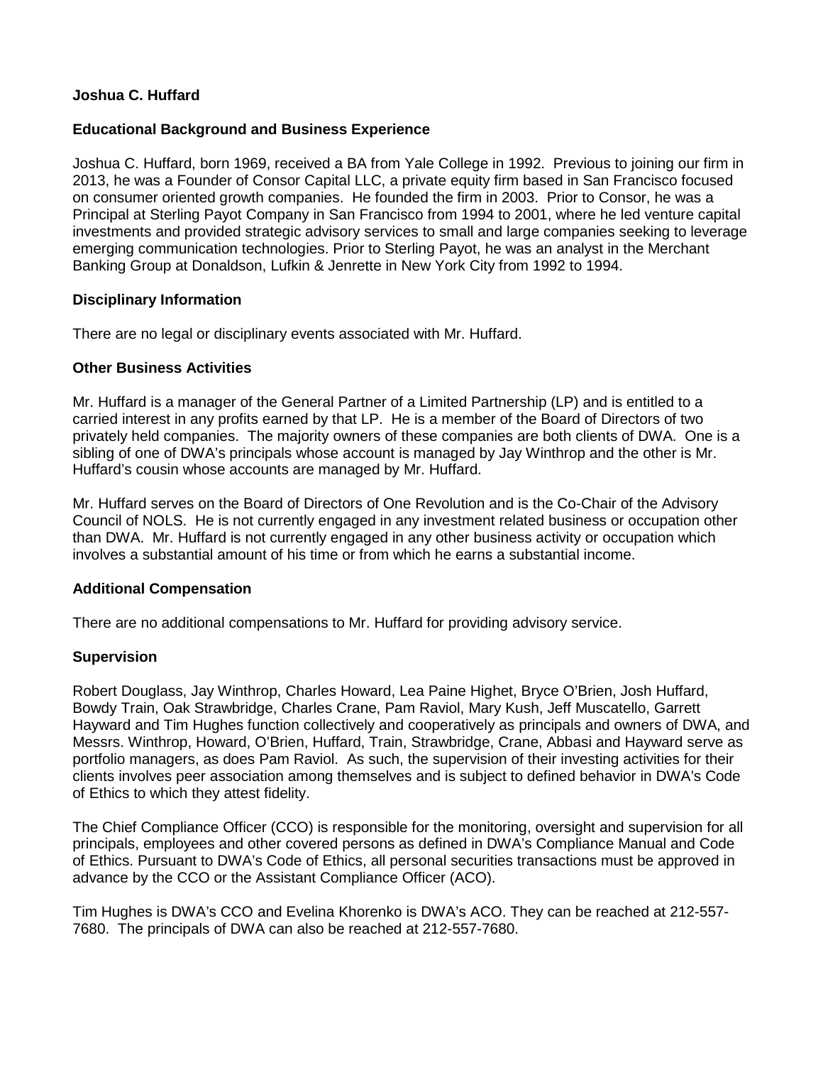**Joshua C. Huffard**

**Educational Background and Business Experience**

Joshua C. Huffard, born 1969, received a BA from Yale College in 1992. Previous to joining our firm in 2013, he was a Founder of Consor Capital LLC, a private equity firm based in San Francisco focused on consumer oriented growth companies. He founded the firm in 2003. Prior to Consor, he was a Principal at Sterling Payot Company in San Francisco from 1994 to 2001, where he led venture capital investments and provided strategic advisory services to small and large companies seeking to leverage emerging communication technologies. Prior to Sterling Payot, he was an analyst in the Merchant Banking Group at Donaldson, Lufkin & Jenrette in New York City from 1992 to 1994.

**Disciplinary Information**

There are no legal or disciplinary events associated with Mr. Huffard.

**Other Business Activities**

Mr. Huffard is a manager of the General Partner of a Limited Partnership (LP) and is entitled to a carried interest in any profits earned by that LP. He is a member of the Board of Directors of two privately held companies. The majority owners of these companies are both clients of DWA. One is a sibling of one of DWA's principals whose account is managed by Jay Winthrop and the other is Mr. Huffard's cousin whose accounts are managed by Mr. Huffard.

Mr. Huffard serves on the Board of Directors of One Revolution and is the Co-Chair of the Advisory Council of NOLS. He is not currently engaged in any investment related business or occupation other than DWA. Mr. Huffard is not currently engaged in any other business activity or occupation which involves a substantial amount of his time or from which he earns a substantial income.

**Additional Compensation**

There are no additional compensations to Mr. Huffard for providing advisory service.

**Supervision**

Robert Douglass, Jay Winthrop, Charles Howard, Lea Paine Highet, Bryce O'Brien, Josh Huffard, Bowdy Train, Oak Strawbridge, Charles Crane, Pam Raviol, Mary Kush, Jeff Muscatello, Garrett Hayward and Tim Hughes function collectively and cooperatively as principals and owners of DWA, and Messrs. Winthrop, Howard, O'Brien, Huffard, Train, Strawbridge, Crane, Abbasi and Hayward serve as portfolio managers, as does Pam Raviol. As such, the supervision of their investing activities for their clients involves peer association among themselves and is subject to defined behavior in DWA's Code of Ethics to which they attest fidelity.

The Chief Compliance Officer (CCO) is responsible for the monitoring, oversight and supervision for all principals, employees and other covered persons as defined in DWA's Compliance Manual and Code of Ethics. Pursuant to DWA's Code of Ethics, all personal securities transactions must be approved in advance by the CCO or the Assistant Compliance Officer (ACO).

Tim Hughes is DWA's CCO and Evelina Khorenko is DWA's ACO. They can be reached at 212-557-7680. The principals of DWA can also be reached at 212-557-7680.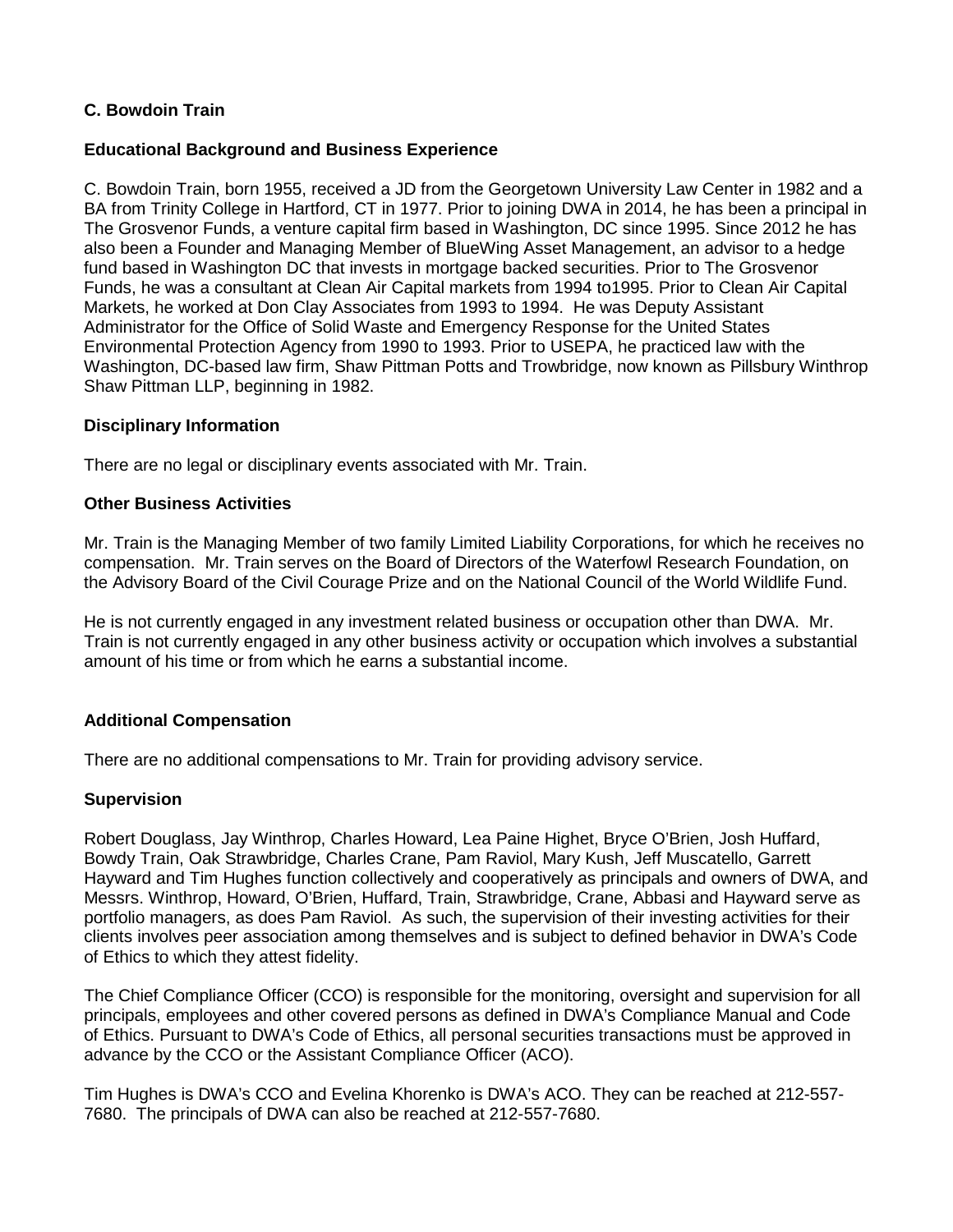**C. Bowdoin Train**

**Educational Background and Business Experience**

C. Bowdoin Train, born 1955, received a JD from the Georgetown University Law Center in 1982 and a BA from Trinity College in Hartford, CT in 1977. Prior to joining DWA in 2014, he has been a principal in The Grosvenor Funds, a venture capital firm based in Washington, DC since 1995. Since 2012 he has also been a Founder and Managing Member of BlueWing Asset Management, an advisor to a hedge fund based in Washington DC that invests in mortgage backed securities. Prior to The Grosvenor Funds, he was a consultant at Clean Air Capital markets from 1994 to1995. Prior to Clean Air Capital Markets, he worked at Don Clay Associates from 1993 to 1994. He was Deputy Assistant Administrator for the Office of Solid Waste and Emergency Response for the United States Environmental Protection Agency from 1990 to 1993. Prior to USEPA, he practiced law with the Washington, DC-based law firm, Shaw Pittman Potts and Trowbridge, now known as Pillsbury Winthrop Shaw Pittman LLP, beginning in 1982.

**Disciplinary Information**

There are no legal or disciplinary events associated with Mr. Train.

**Other Business Activities**

Mr. Train is the Managing Member of two family Limited Liability Corporations, for which he receives no compensation. Mr. Train serves on the Board of Directors of the Waterfowl Research Foundation, on the Advisory Board of the Civil Courage Prize and on the National Council of the World Wildlife Fund.

He is not currently engaged in any investment related business or occupation other than DWA. Mr. Train is not currently engaged in any other business activity or occupation which involves a substantial amount of his time or from which he earns a substantial income.

**Additional Compensation**

There are no additional compensations to Mr. Train for providing advisory service.

**Supervision**

Robert Douglass, Jay Winthrop, Charles Howard, Lea Paine Highet, Bryce O'Brien, Josh Huffard, Bowdy Train, Oak Strawbridge, Charles Crane, Pam Raviol, Mary Kush, Jeff Muscatello, Garrett Hayward and Tim Hughes function collectively and cooperatively as principals and owners of DWA, and Messrs. Winthrop, Howard, O'Brien, Huffard, Train, Strawbridge, Crane, Abbasi and Hayward serve as portfolio managers, as does Pam Raviol. As such, the supervision of their investing activities for their clients involves peer association among themselves and is subject to defined behavior in DWA's Code of Ethics to which they attest fidelity.

The Chief Compliance Officer (CCO) is responsible for the monitoring, oversight and supervision for all principals, employees and other covered persons as defined in DWA's Compliance Manual and Code of Ethics. Pursuant to DWA's Code of Ethics, all personal securities transactions must be approved in advance by the CCO or the Assistant Compliance Officer (ACO).

Tim Hughes is DWA's CCO and Evelina Khorenko is DWA's ACO. They can be reached at 212-557-7680. The principals of DWA can also be reached at 212-557-7680.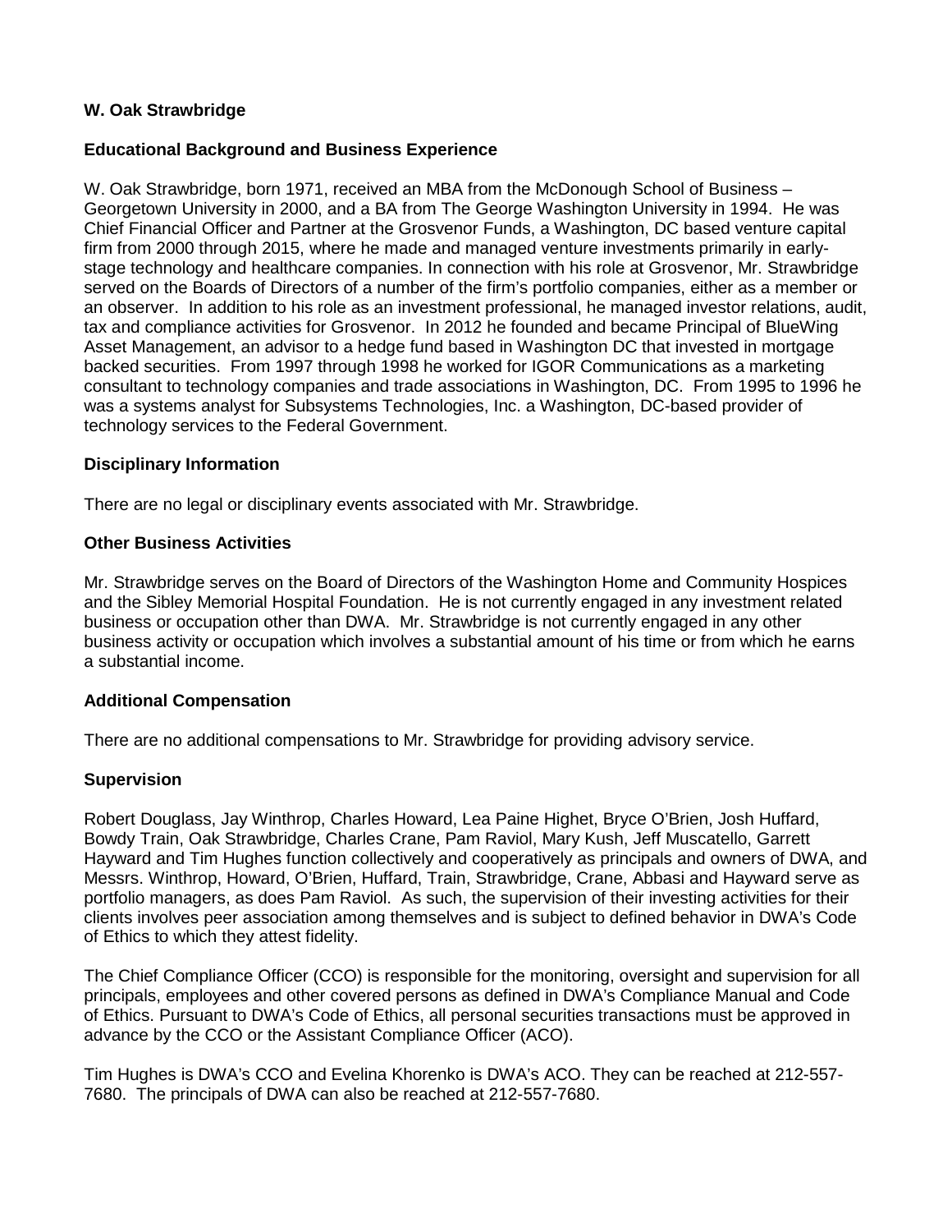**W. Oak Strawbridge**

**Educational Background and Business Experience**

W. Oak Strawbridge, born 1971, received an MBA from the McDonough School of Business – Georgetown University in 2000, and a BA from The George Washington University in 1994. He was Chief Financial Officer and Partner at the Grosvenor Funds, a Washington, DC based venture capital firm from 2000 through 2015, where he made and managed venture investments primarily in early-stage technology and healthcare companies. In connection with his role at Grosvenor, Mr. Strawbridge served on the Boards of Directors of a number of the firm's portfolio companies, either as a member or an observer. In addition to his role as an investment professional, he managed investor relations, audit, tax and compliance activities for Grosvenor. In 2012 he founded and became Principal of BlueWing Asset Management, an advisor to a hedge fund based in Washington DC that invested in mortgage backed securities. From 1997 through 1998 he worked for IGOR Communications as a marketing consultant to technology companies and trade associations in Washington, DC. From 1995 to 1996 he was a systems analyst for Subsystems Technologies, Inc. a Washington, DC-based provider of technology services to the Federal Government.

**Disciplinary Information**

There are no legal or disciplinary events associated with Mr. Strawbridge.

**Other Business Activities**

Mr. Strawbridge serves on the Board of Directors of the Washington Home and Community Hospices and the Sibley Memorial Hospital Foundation. He is not currently engaged in any investment related business or occupation other than DWA. Mr. Strawbridge is not currently engaged in any other business activity or occupation which involves a substantial amount of his time or from which he earns a substantial income.

**Additional Compensation**

There are no additional compensations to Mr. Strawbridge for providing advisory service.

**Supervision**

Robert Douglass, Jay Winthrop, Charles Howard, Lea Paine Highet, Bryce O'Brien, Josh Huffard, Bowdy Train, Oak Strawbridge, Charles Crane, Pam Raviol, Mary Kush, Jeff Muscatello, Garrett Hayward and Tim Hughes function collectively and cooperatively as principals and owners of DWA, and Messrs. Winthrop, Howard, O'Brien, Huffard, Train, Strawbridge, Crane, Abbasi and Hayward serve as portfolio managers, as does Pam Raviol. As such, the supervision of their investing activities for their clients involves peer association among themselves and is subject to defined behavior in DWA's Code of Ethics to which they attest fidelity.

The Chief Compliance Officer (CCO) is responsible for the monitoring, oversight and supervision for all principals, employees and other covered persons as defined in DWA's Compliance Manual and Code of Ethics. Pursuant to DWA's Code of Ethics, all personal securities transactions must be approved in advance by the CCO or the Assistant Compliance Officer (ACO).

Tim Hughes is DWA's CCO and Evelina Khorenko is DWA's ACO. They can be reached at 212-557-7680. The principals of DWA can also be reached at 212-557-7680.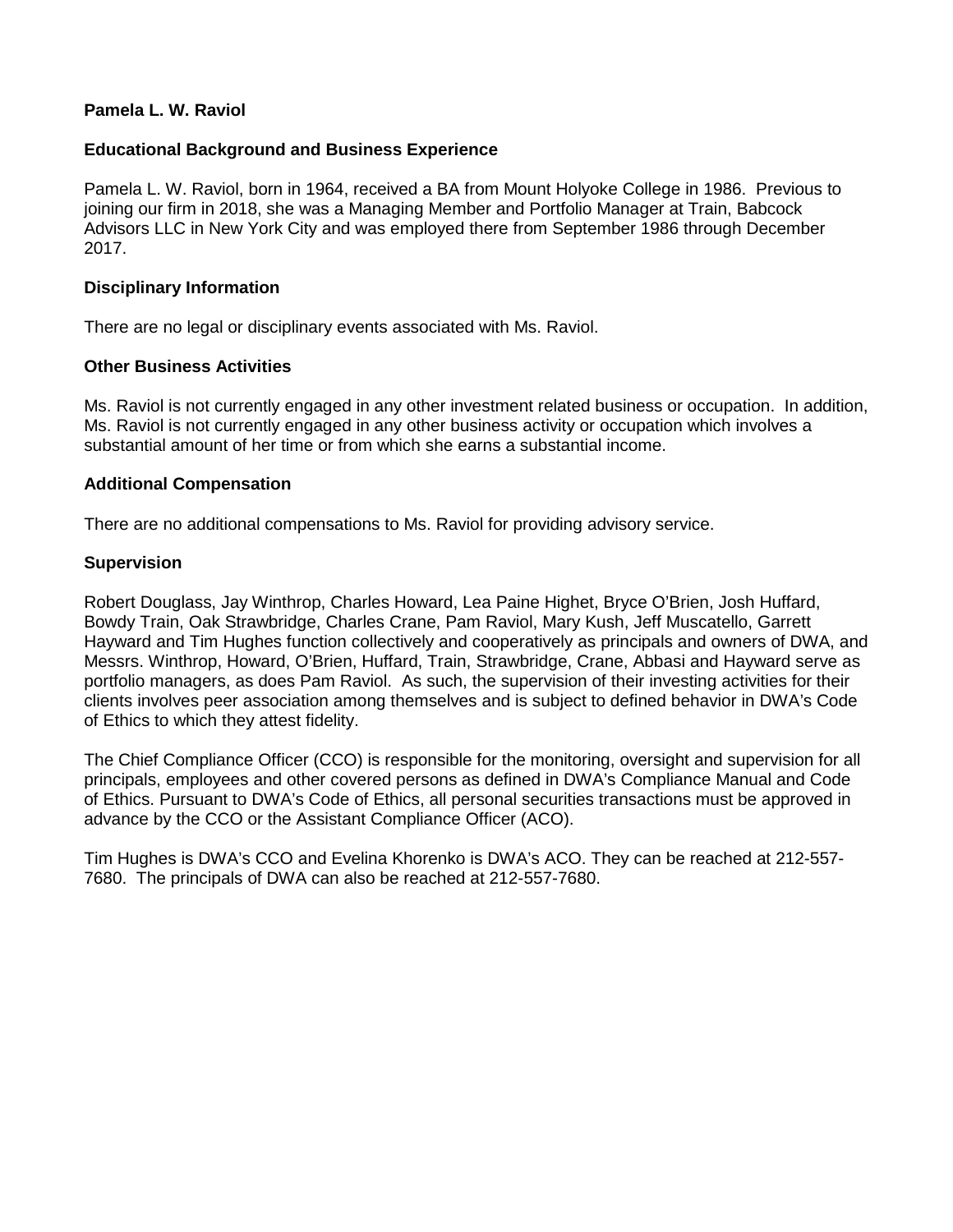**Pamela L. W. Raviol**

**Educational Background and Business Experience**

Pamela L. W. Raviol, born in 1964, received a BA from Mount Holyoke College in 1986. Previous to joining our firm in 2018, she was a Managing Member and Portfolio Manager at Train, Babcock Advisors LLC in New York City and was employed there from September 1986 through December 2017.

**Disciplinary Information**

There are no legal or disciplinary events associated with Ms. Raviol.

**Other Business Activities**

Ms. Raviol is not currently engaged in any other investment related business or occupation. In addition, Ms. Raviol is not currently engaged in any other business activity or occupation which involves a substantial amount of her time or from which she earns a substantial income.

**Additional Compensation**

There are no additional compensations to Ms. Raviol for providing advisory service.

**Supervision**

Robert Douglass, Jay Winthrop, Charles Howard, Lea Paine Highet, Bryce O'Brien, Josh Huffard, Bowdy Train, Oak Strawbridge, Charles Crane, Pam Raviol, Mary Kush, Jeff Muscatello, Garrett Hayward and Tim Hughes function collectively and cooperatively as principals and owners of DWA, and Messrs. Winthrop, Howard, O'Brien, Huffard, Train, Strawbridge, Crane, Abbasi and Hayward serve as portfolio managers, as does Pam Raviol. As such, the supervision of their investing activities for their clients involves peer association among themselves and is subject to defined behavior in DWA's Code of Ethics to which they attest fidelity.

The Chief Compliance Officer (CCO) is responsible for the monitoring, oversight and supervision for all principals, employees and other covered persons as defined in DWA's Compliance Manual and Code of Ethics. Pursuant to DWA's Code of Ethics, all personal securities transactions must be approved in advance by the CCO or the Assistant Compliance Officer (ACO).

Tim Hughes is DWA's CCO and Evelina Khorenko is DWA's ACO. They can be reached at 212-557-7680. The principals of DWA can also be reached at 212-557-7680.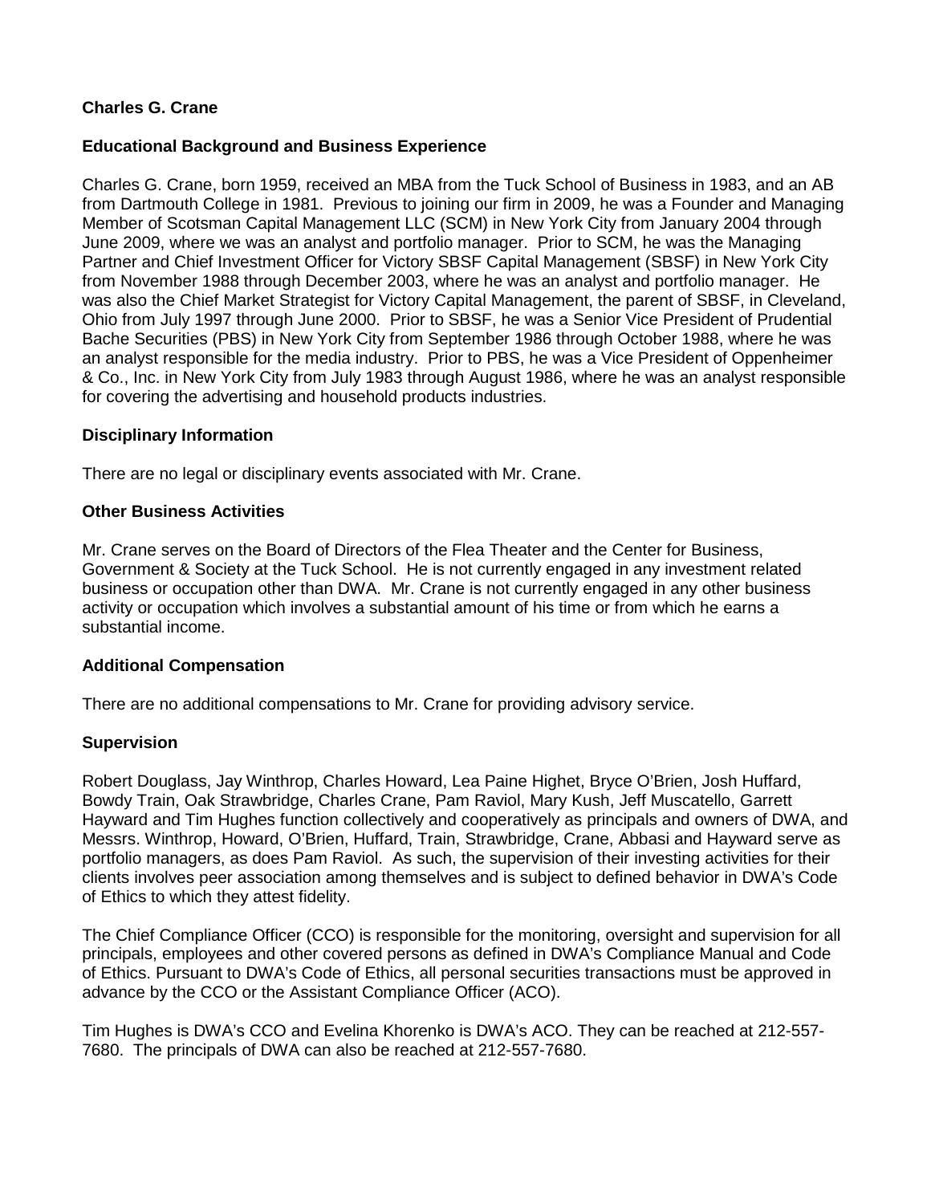**Charles G. Crane**

**Educational Background and Business Experience**

Charles G. Crane, born 1959, received an MBA from the Tuck School of Business in 1983, and an AB from Dartmouth College in 1981. Previous to joining our firm in 2009, he was a Founder and Managing Member of Scotsman Capital Management LLC (SCM) in New York City from January 2004 through June 2009, where we was an analyst and portfolio manager. Prior to SCM, he was the Managing Partner and Chief Investment Officer for Victory SBSF Capital Management (SBSF) in New York City from November 1988 through December 2003, where he was an analyst and portfolio manager. He was also the Chief Market Strategist for Victory Capital Management, the parent of SBSF, in Cleveland, Ohio from July 1997 through June 2000. Prior to SBSF, he was a Senior Vice President of Prudential Bache Securities (PBS) in New York City from September 1986 through October 1988, where he was an analyst responsible for the media industry. Prior to PBS, he was a Vice President of Oppenheimer & Co., Inc. in New York City from July 1983 through August 1986, where he was an analyst responsible for covering the advertising and household products industries.

**Disciplinary Information**

There are no legal or disciplinary events associated with Mr. Crane.

**Other Business Activities**

Mr. Crane serves on the Board of Directors of the Flea Theater and the Center for Business, Government & Society at the Tuck School. He is not currently engaged in any investment related business or occupation other than DWA. Mr. Crane is not currently engaged in any other business activity or occupation which involves a substantial amount of his time or from which he earns a substantial income.

**Additional Compensation**

There are no additional compensations to Mr. Crane for providing advisory service.

**Supervision**

Robert Douglass, Jay Winthrop, Charles Howard, Lea Paine Highet, Bryce O'Brien, Josh Huffard, Bowdy Train, Oak Strawbridge, Charles Crane, Pam Raviol, Mary Kush, Jeff Muscatello, Garrett Hayward and Tim Hughes function collectively and cooperatively as principals and owners of DWA, and Messrs. Winthrop, Howard, O'Brien, Huffard, Train, Strawbridge, Crane, Abbasi and Hayward serve as portfolio managers, as does Pam Raviol. As such, the supervision of their investing activities for their clients involves peer association among themselves and is subject to defined behavior in DWA's Code of Ethics to which they attest fidelity.

The Chief Compliance Officer (CCO) is responsible for the monitoring, oversight and supervision for all principals, employees and other covered persons as defined in DWA's Compliance Manual and Code of Ethics. Pursuant to DWA's Code of Ethics, all personal securities transactions must be approved in advance by the CCO or the Assistant Compliance Officer (ACO).

Tim Hughes is DWA's CCO and Evelina Khorenko is DWA's ACO. They can be reached at 212-557-7680. The principals of DWA can also be reached at 212-557-7680.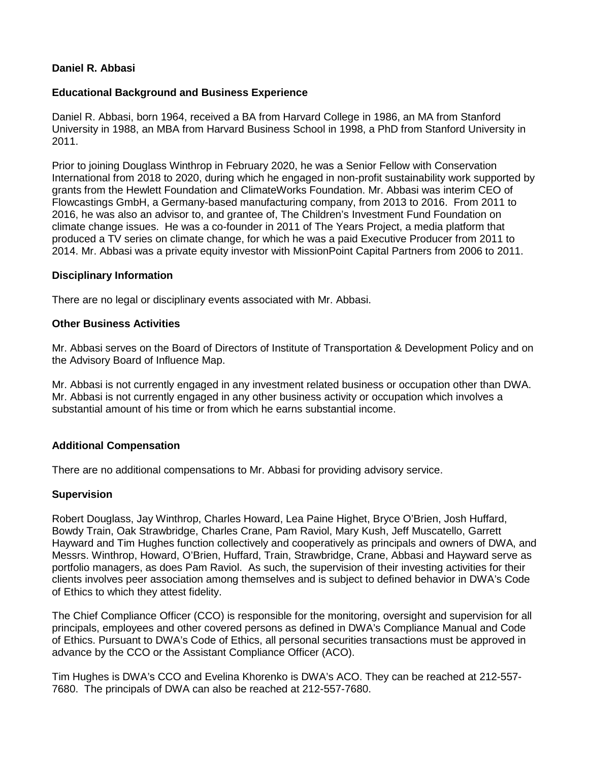**Daniel R. Abbasi**

**Educational Background and Business Experience**

Daniel R. Abbasi, born 1964, received a BA from Harvard College in 1986, an MA from Stanford University in 1988, an MBA from Harvard Business School in 1998, a PhD from Stanford University in 2011.

Prior to joining Douglass Winthrop in February 2020, he was a Senior Fellow with Conservation International from 2018 to 2020, during which he engaged in non-profit sustainability work supported by grants from the Hewlett Foundation and ClimateWorks Foundation. Mr. Abbasi was interim CEO of Flowcastings GmbH, a Germany-based manufacturing company, from 2013 to 2016. From 2011 to 2016, he was also an advisor to, and grantee of, The Children's Investment Fund Foundation on climate change issues. He was a co-founder in 2011 of The Years Project, a media platform that produced a TV series on climate change, for which he was a paid Executive Producer from 2011 to 2014. Mr. Abbasi was a private equity investor with MissionPoint Capital Partners from 2006 to 2011.

**Disciplinary Information**

There are no legal or disciplinary events associated with Mr. Abbasi.

**Other Business Activities**

Mr. Abbasi serves on the Board of Directors of Institute of Transportation & Development Policy and on the Advisory Board of Influence Map.

Mr. Abbasi is not currently engaged in any investment related business or occupation other than DWA. Mr. Abbasi is not currently engaged in any other business activity or occupation which involves a substantial amount of his time or from which he earns substantial income.

**Additional Compensation**

There are no additional compensations to Mr. Abbasi for providing advisory service.

**Supervision**

Robert Douglass, Jay Winthrop, Charles Howard, Lea Paine Highet, Bryce O'Brien, Josh Huffard, Bowdy Train, Oak Strawbridge, Charles Crane, Pam Raviol, Mary Kush, Jeff Muscatello, Garrett Hayward and Tim Hughes function collectively and cooperatively as principals and owners of DWA, and Messrs. Winthrop, Howard, O'Brien, Huffard, Train, Strawbridge, Crane, Abbasi and Hayward serve as portfolio managers, as does Pam Raviol. As such, the supervision of their investing activities for their clients involves peer association among themselves and is subject to defined behavior in DWA's Code of Ethics to which they attest fidelity.

The Chief Compliance Officer (CCO) is responsible for the monitoring, oversight and supervision for all principals, employees and other covered persons as defined in DWA's Compliance Manual and Code of Ethics. Pursuant to DWA's Code of Ethics, all personal securities transactions must be approved in advance by the CCO or the Assistant Compliance Officer (ACO).

Tim Hughes is DWA's CCO and Evelina Khorenko is DWA's ACO. They can be reached at 212-557-7680. The principals of DWA can also be reached at 212-557-7680.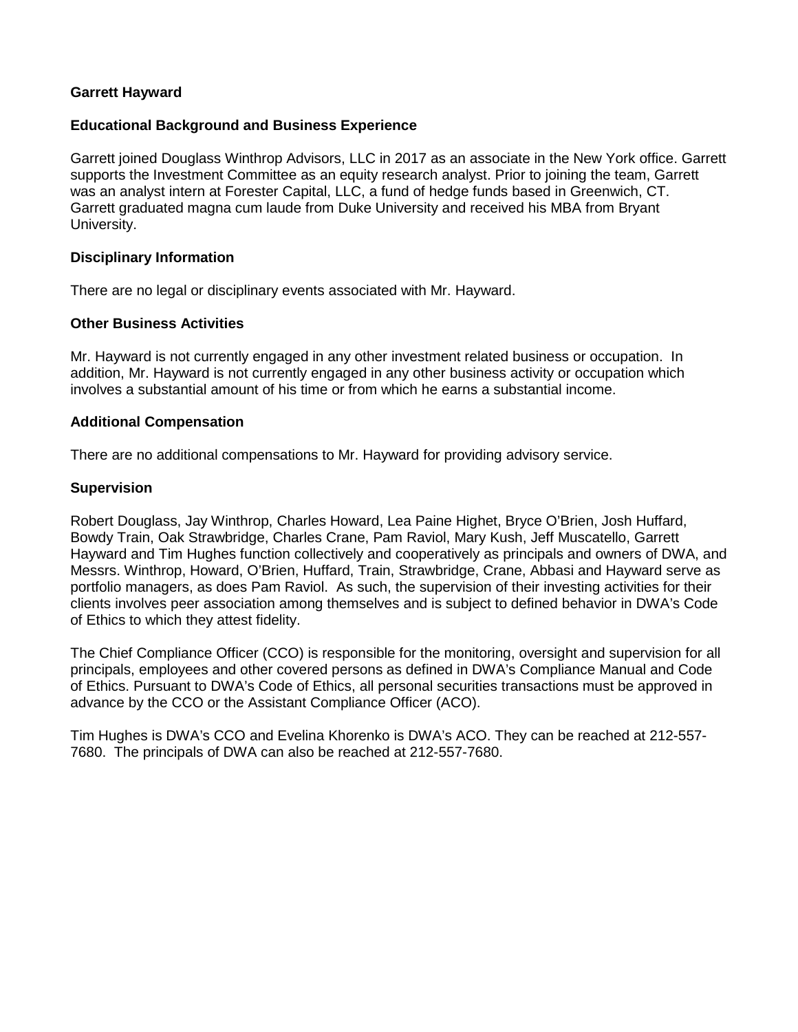**Garrett Hayward**

**Educational Background and Business Experience**

Garrett joined Douglass Winthrop Advisors, LLC in 2017 as an associate in the New York office. Garrett supports the Investment Committee as an equity research analyst. Prior to joining the team, Garrett was an analyst intern at Forester Capital, LLC, a fund of hedge funds based in Greenwich, CT. Garrett graduated magna cum laude from Duke University and received his MBA from Bryant University.

**Disciplinary Information**

There are no legal or disciplinary events associated with Mr. Hayward.

**Other Business Activities**

Mr. Hayward is not currently engaged in any other investment related business or occupation. In addition, Mr. Hayward is not currently engaged in any other business activity or occupation which involves a substantial amount of his time or from which he earns a substantial income.

**Additional Compensation**

There are no additional compensations to Mr. Hayward for providing advisory service.

**Supervision**

Robert Douglass, Jay Winthrop, Charles Howard, Lea Paine Highet, Bryce O'Brien, Josh Huffard, Bowdy Train, Oak Strawbridge, Charles Crane, Pam Raviol, Mary Kush, Jeff Muscatello, Garrett Hayward and Tim Hughes function collectively and cooperatively as principals and owners of DWA, and Messrs. Winthrop, Howard, O'Brien, Huffard, Train, Strawbridge, Crane, Abbasi and Hayward serve as portfolio managers, as does Pam Raviol. As such, the supervision of their investing activities for their clients involves peer association among themselves and is subject to defined behavior in DWA's Code of Ethics to which they attest fidelity.

The Chief Compliance Officer (CCO) is responsible for the monitoring, oversight and supervision for all principals, employees and other covered persons as defined in DWA's Compliance Manual and Code of Ethics. Pursuant to DWA's Code of Ethics, all personal securities transactions must be approved in advance by the CCO or the Assistant Compliance Officer (ACO).

Tim Hughes is DWA's CCO and Evelina Khorenko is DWA's ACO. They can be reached at 212-557-7680. The principals of DWA can also be reached at 212-557-7680.